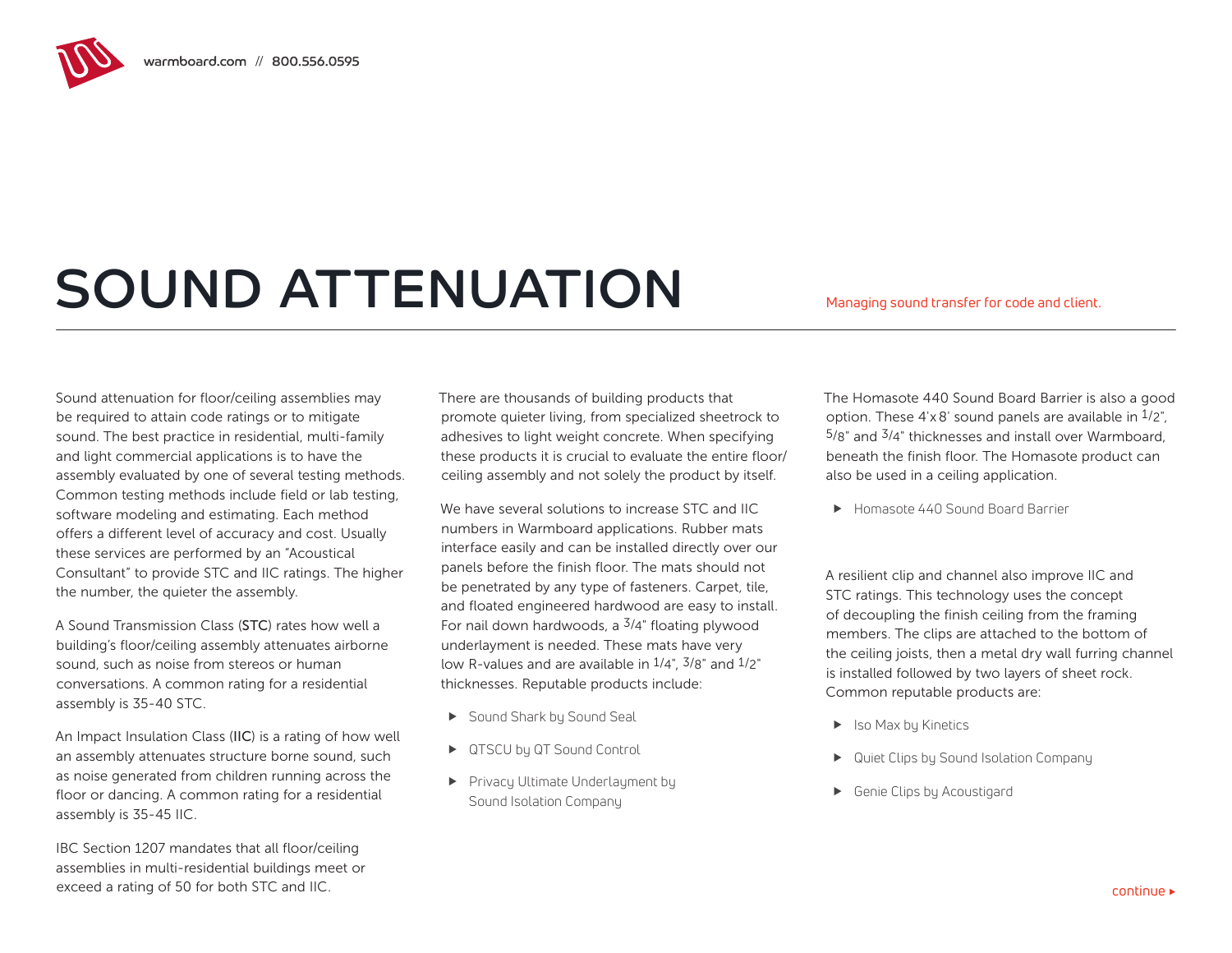# SOUND ATTENUATION

Managing sound transfer for code and client.

Sound attenuation for floor/ceiling assemblies may be required to attain code ratings or to mitigate sound. The best practice in residential, multi-family and light commercial applications is to have the assembly evaluated by one of several testing methods. Common testing methods include field or lab testing, software modeling and estimating. Each method offers a different level of accuracy and cost. Usually these services are performed by an "Acoustical Consultant" to provide STC and IIC ratings. The higher the number, the quieter the assembly.

A Sound Transmission Class (**STC**) rates how well a building's floor/ceiling assembly attenuates airborne sound, such as noise from stereos or human conversations. A common rating for a residential assembly is 35-40 STC.

An Impact Insulation Class (**IIC**) is a rating of how well an assembly attenuates structure borne sound, such as noise generated from children running across the floor or dancing. A common rating for a residential assembly is 35-45 IIC.

IBC Section 1207 mandates that all floor/ceiling assemblies in multi-residential buildings meet or exceed a rating of 50 for both STC and IIC.

There are thousands of building products that promote quieter living, from specialized sheetrock to adhesives to light weight concrete. When specifying these products it is crucial to evaluate the entire floor/ceiling assembly and not solely the product by itself.

We have several solutions to increase STC and IIC numbers in Warmboard applications. Rubber mats interface easily and can be installed directly over our panels before the finish floor. The mats should not be penetrated by any type of fasteners. Carpet, tile, and floated engineered hardwood are easy to install. For nail down hardwoods, a 3/4" floating plywood underlayment is needed. These mats have very low R-values and are available in 1/4", 3/8" and 1/2" thicknesses. Reputable products include:

- Sound Shark by Sound Seal
- QTSCU by QT Sound Control
- Privacy Ultimate Underlayment by Sound Isolation Company

The Homasote 440 Sound Board Barrier is also a good option. These 4'x 8' sound panels are available in 1/2", 5/8" and 3/4" thicknesses and install over Warmboard, beneath the finish floor. The Homasote product can also be used in a ceiling application.

- Homasote 440 Sound Board Barrier

A resilient clip and channel also improve IIC and STC ratings. This technology uses the concept of decoupling the finish ceiling from the framing members. The clips are attached to the bottom of the ceiling joists, then a metal dry wall furring channel is installed followed by two layers of sheet rock. Common reputable products are:

- Iso Max by Kinetics
- Quiet Clips by Sound Isolation Company
- Genie Clips by Acoustigard

continue ▸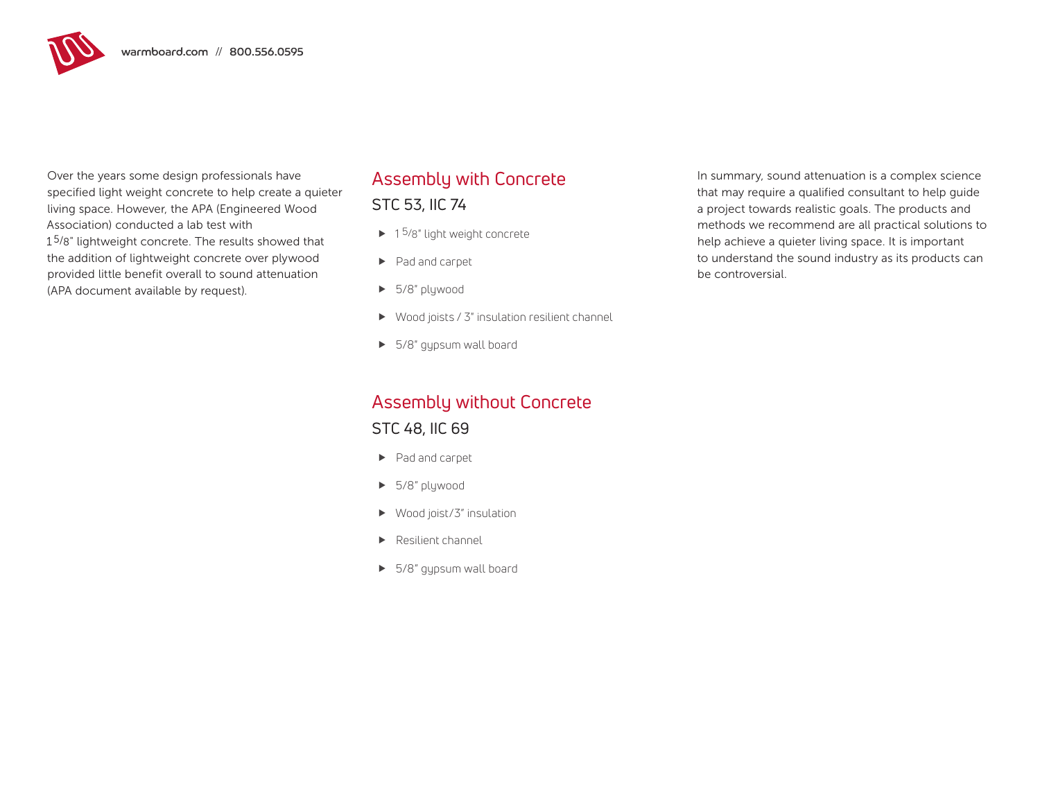Over the years some design professionals have specified light weight concrete to help create a quieter living space. However, the APA (Engineered Wood Association) conducted a lab test with 1 5/8" lightweight concrete. The results showed that the addition of lightweight concrete over plywood provided little benefit overall to sound attenuation (APA document available by request).

## Assembly with Concrete

### STC 53, IIC 74

- 1 5/8" light weight concrete
- Pad and carpet
- 5/8" plywood
- Wood joists / 3" insulation resilient channel
- 5/8" gypsum wall board

## Assembly without Concrete

### STC 48, IIC 69

- Pad and carpet
- 5/8" plywood
- Wood joist/3" insulation
- Resilient channel
- 5/8" gypsum wall board

In summary, sound attenuation is a complex science that may require a qualified consultant to help guide a project towards realistic goals. The products and methods we recommend are all practical solutions to help achieve a quieter living space. It is important to understand the sound industry as its products can be controversial.